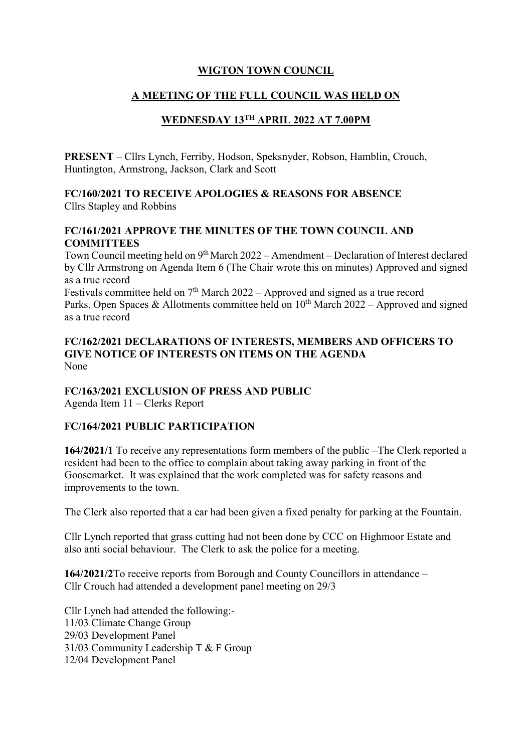**WIGTON TOWN COUNCIL**

**A MEETING OF THE FULL COUNCIL WAS HELD ON**

**WEDNESDAY 13TH APRIL 2022 AT 7.00PM**

**PRESENT** – Cllrs Lynch, Ferriby, Hodson, Speksnyder, Robson, Hamblin, Crouch, Huntington, Armstrong, Jackson, Clark and Scott

**FC/160/2021 TO RECEIVE APOLOGIES & REASONS FOR ABSENCE**
Cllrs Stapley and Robbins

**FC/161/2021 APPROVE THE MINUTES OF THE TOWN COUNCIL AND COMMITTEES**
Town Council meeting held on 9th March 2022 – Amendment – Declaration of Interest declared by Cllr Armstrong on Agenda Item 6 (The Chair wrote this on minutes) Approved and signed as a true record
Festivals committee held on 7th March 2022 – Approved and signed as a true record
Parks, Open Spaces & Allotments committee held on 10th March 2022 – Approved and signed as a true record

**FC/162/2021 DECLARATIONS OF INTERESTS, MEMBERS AND OFFICERS TO GIVE NOTICE OF INTERESTS ON ITEMS ON THE AGENDA**
None

**FC/163/2021 EXCLUSION OF PRESS AND PUBLIC**
Agenda Item 11 – Clerks Report

**FC/164/2021 PUBLIC PARTICIPATION**

**164/2021/1** To receive any representations form members of the public –The Clerk reported a resident had been to the office to complain about taking away parking in front of the Goosemarket. It was explained that the work completed was for safety reasons and improvements to the town.

The Clerk also reported that a car had been given a fixed penalty for parking at the Fountain.

Cllr Lynch reported that grass cutting had not been done by CCC on Highmoor Estate and also anti social behaviour. The Clerk to ask the police for a meeting.

**164/2021/2**To receive reports from Borough and County Councillors in attendance – Cllr Crouch had attended a development panel meeting on 29/3

Cllr Lynch had attended the following:-
11/03 Climate Change Group
29/03 Development Panel
31/03 Community Leadership T & F Group
12/04 Development Panel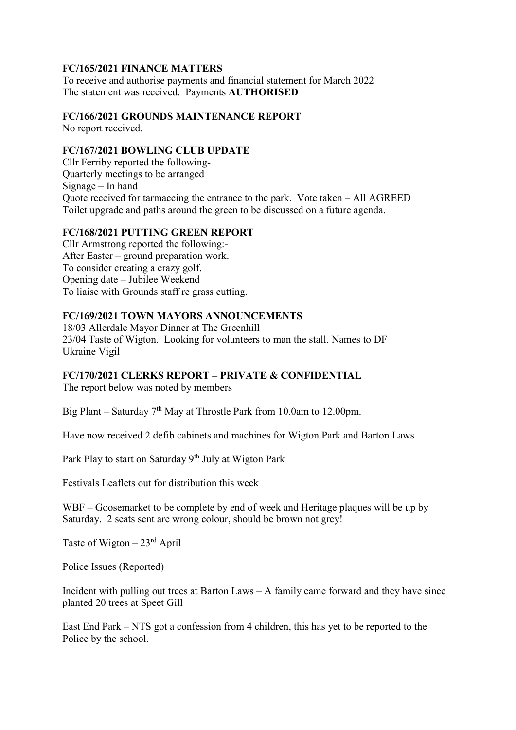**FC/165/2021 FINANCE MATTERS**

To receive and authorise payments and financial statement for March 2022
The statement was received. Payments **AUTHORISED**

**FC/166/2021 GROUNDS MAINTENANCE REPORT**

No report received.

**FC/167/2021 BOWLING CLUB UPDATE**

Cllr Ferriby reported the following-
Quarterly meetings to be arranged
Signage – In hand
Quote received for tarmaccing the entrance to the park. Vote taken – All AGREED
Toilet upgrade and paths around the green to be discussed on a future agenda.

**FC/168/2021 PUTTING GREEN REPORT**

Cllr Armstrong reported the following:-
After Easter – ground preparation work.
To consider creating a crazy golf.
Opening date – Jubilee Weekend
To liaise with Grounds staff re grass cutting.

**FC/169/2021 TOWN MAYORS ANNOUNCEMENTS**

18/03 Allerdale Mayor Dinner at The Greenhill
23/04 Taste of Wigton. Looking for volunteers to man the stall. Names to DF
Ukraine Vigil

**FC/170/2021 CLERKS REPORT – PRIVATE & CONFIDENTIAL**

The report below was noted by members

Big Plant – Saturday 7th May at Throstle Park from 10.0am to 12.00pm.

Have now received 2 defib cabinets and machines for Wigton Park and Barton Laws

Park Play to start on Saturday 9th July at Wigton Park

Festivals Leaflets out for distribution this week

WBF – Goosemarket to be complete by end of week and Heritage plaques will be up by Saturday. 2 seats sent are wrong colour, should be brown not grey!

Taste of Wigton – 23rd April

Police Issues (Reported)

Incident with pulling out trees at Barton Laws – A family came forward and they have since planted 20 trees at Speet Gill

East End Park – NTS got a confession from 4 children, this has yet to be reported to the Police by the school.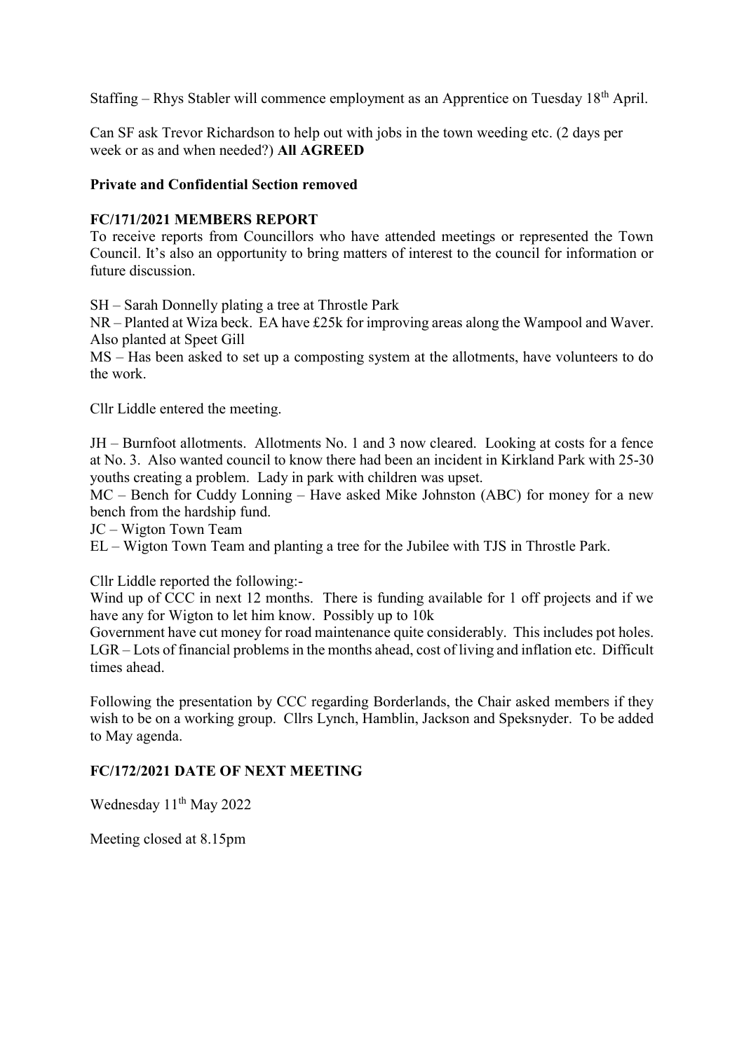Staffing – Rhys Stabler will commence employment as an Apprentice on Tuesday 18th April.

Can SF ask Trevor Richardson to help out with jobs in the town weeding etc. (2 days per week or as and when needed?) **All AGREED**

**Private and Confidential Section removed**

**FC/171/2021 MEMBERS REPORT**

To receive reports from Councillors who have attended meetings or represented the Town Council. It's also an opportunity to bring matters of interest to the council for information or future discussion.

SH – Sarah Donnelly plating a tree at Throstle Park
NR – Planted at Wiza beck. EA have £25k for improving areas along the Wampool and Waver. Also planted at Speet Gill
MS – Has been asked to set up a composting system at the allotments, have volunteers to do the work.

Cllr Liddle entered the meeting.

JH – Burnfoot allotments. Allotments No. 1 and 3 now cleared. Looking at costs for a fence at No. 3. Also wanted council to know there had been an incident in Kirkland Park with 25-30 youths creating a problem. Lady in park with children was upset.
MC – Bench for Cuddy Lonning – Have asked Mike Johnston (ABC) for money for a new bench from the hardship fund.
JC – Wigton Town Team
EL – Wigton Town Team and planting a tree for the Jubilee with TJS in Throstle Park.

Cllr Liddle reported the following:-
Wind up of CCC in next 12 months. There is funding available for 1 off projects and if we have any for Wigton to let him know. Possibly up to 10k
Government have cut money for road maintenance quite considerably. This includes pot holes.
LGR – Lots of financial problems in the months ahead, cost of living and inflation etc. Difficult times ahead.

Following the presentation by CCC regarding Borderlands, the Chair asked members if they wish to be on a working group. Cllrs Lynch, Hamblin, Jackson and Speksnyder. To be added to May agenda.

**FC/172/2021 DATE OF NEXT MEETING**

Wednesday 11th May 2022

Meeting closed at 8.15pm